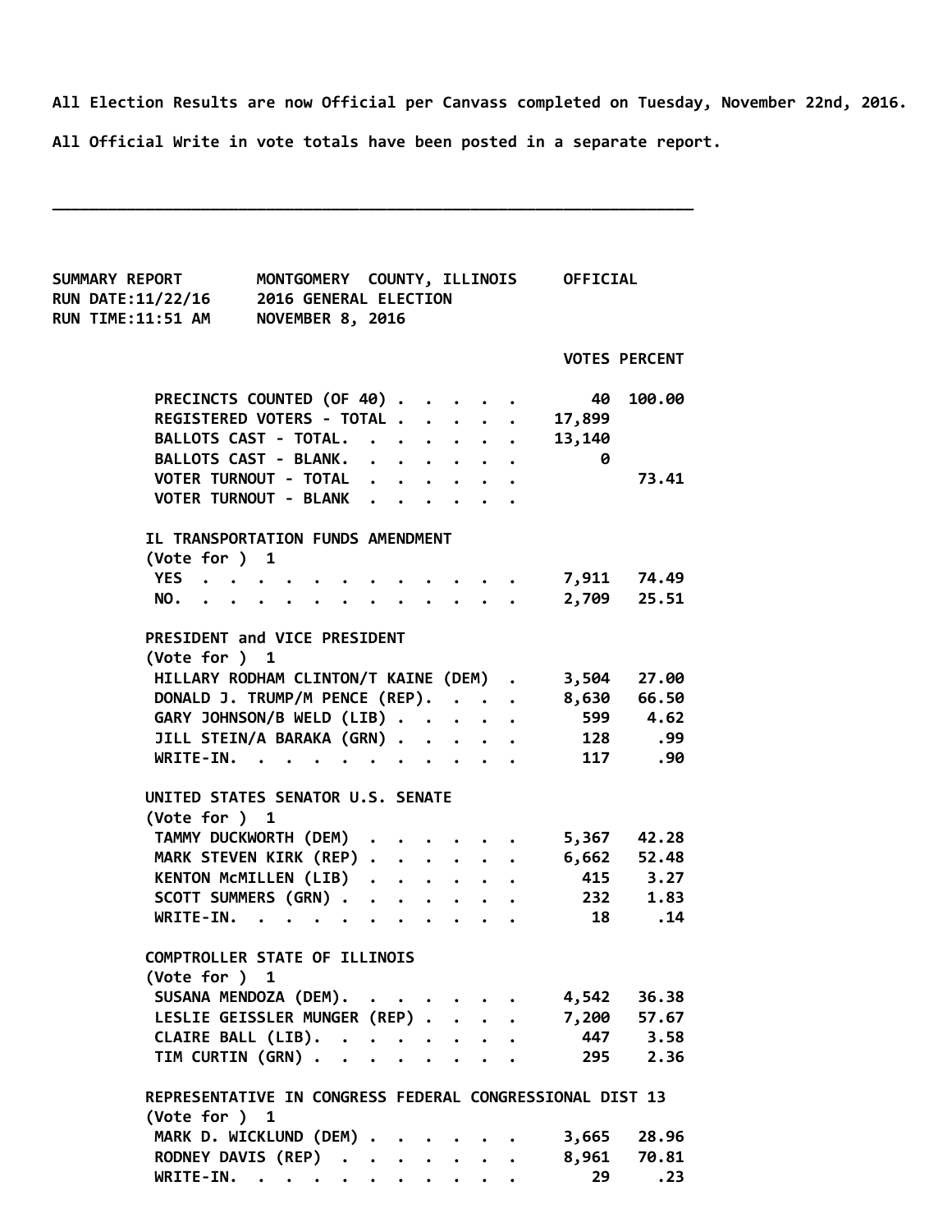All Election Results are now Official per Canvass completed on Tuesday, November 22nd, 2016.

All Official Write in vote totals have been posted in a separate report.

---

SUMMARY REPORT — MONTGOMERY COUNTY, ILLINOIS — OFFICIAL
RUN DATE:11/22/16 — 2016 GENERAL ELECTION
RUN TIME:11:51 AM — NOVEMBER 8, 2016

| | VOTES | PERCENT |
|---|---|---|
| PRECINCTS COUNTED (OF 40) | 40 | 100.00 |
| REGISTERED VOTERS - TOTAL | 17,899 | |
| BALLOTS CAST - TOTAL | 13,140 | |
| BALLOTS CAST - BLANK | 0 | |
| VOTER TURNOUT - TOTAL | | 73.41 |
| VOTER TURNOUT - BLANK | | |

**IL TRANSPORTATION FUNDS AMENDMENT**
(Vote for ) 1

| | VOTES | PERCENT |
|---|---|---|
| YES | 7,911 | 74.49 |
| NO | 2,709 | 25.51 |

**PRESIDENT and VICE PRESIDENT**
(Vote for ) 1

| | VOTES | PERCENT |
|---|---|---|
| HILLARY RODHAM CLINTON/T KAINE (DEM) | 3,504 | 27.00 |
| DONALD J. TRUMP/M PENCE (REP) | 8,630 | 66.50 |
| GARY JOHNSON/B WELD (LIB) | 599 | 4.62 |
| JILL STEIN/A BARAKA (GRN) | 128 | .99 |
| WRITE-IN | 117 | .90 |

**UNITED STATES SENATOR U.S. SENATE**
(Vote for ) 1

| | VOTES | PERCENT |
|---|---|---|
| TAMMY DUCKWORTH (DEM) | 5,367 | 42.28 |
| MARK STEVEN KIRK (REP) | 6,662 | 52.48 |
| KENTON McMILLEN (LIB) | 415 | 3.27 |
| SCOTT SUMMERS (GRN) | 232 | 1.83 |
| WRITE-IN | 18 | .14 |

**COMPTROLLER STATE OF ILLINOIS**
(Vote for ) 1

| | VOTES | PERCENT |
|---|---|---|
| SUSANA MENDOZA (DEM) | 4,542 | 36.38 |
| LESLIE GEISSLER MUNGER (REP) | 7,200 | 57.67 |
| CLAIRE BALL (LIB) | 447 | 3.58 |
| TIM CURTIN (GRN) | 295 | 2.36 |

**REPRESENTATIVE IN CONGRESS FEDERAL CONGRESSIONAL DIST 13**
(Vote for ) 1

| | VOTES | PERCENT |
|---|---|---|
| MARK D. WICKLUND (DEM) | 3,665 | 28.96 |
| RODNEY DAVIS (REP) | 8,961 | 70.81 |
| WRITE-IN | 29 | .23 |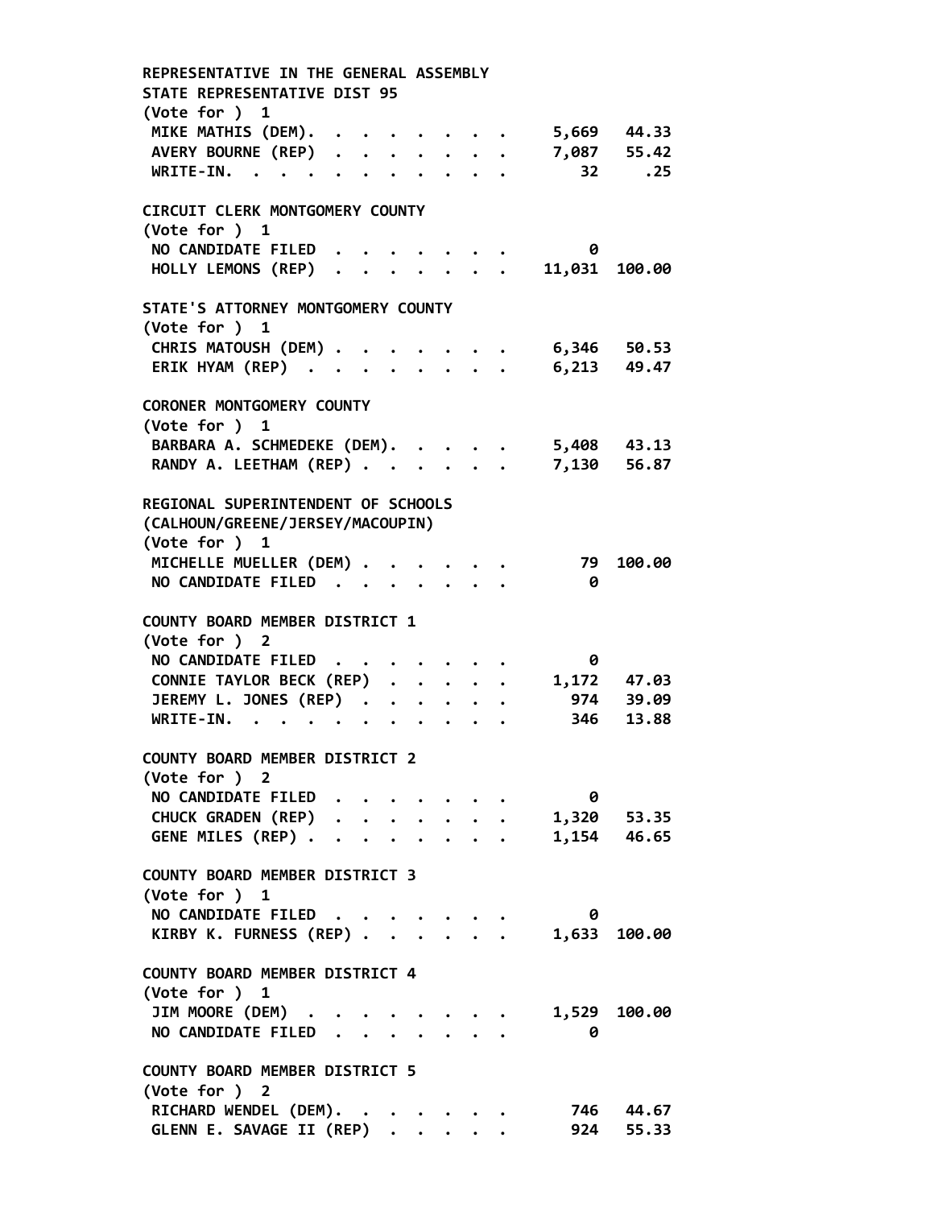## REPRESENTATIVE IN THE GENERAL ASSEMBLY
## STATE REPRESENTATIVE DIST 95

(Vote for ) 1

| Candidate | Votes | Percent |
|---|---|---|
| MIKE MATHIS (DEM) | 5,669 | 44.33 |
| AVERY BOURNE (REP) | 7,087 | 55.42 |
| WRITE-IN. | 32 | .25 |

## CIRCUIT CLERK MONTGOMERY COUNTY

(Vote for ) 1

| Candidate | Votes | Percent |
|---|---|---|
| NO CANDIDATE FILED | 0 | |
| HOLLY LEMONS (REP) | 11,031 | 100.00 |

## STATE'S ATTORNEY MONTGOMERY COUNTY

(Vote for ) 1

| Candidate | Votes | Percent |
|---|---|---|
| CHRIS MATOUSH (DEM) | 6,346 | 50.53 |
| ERIK HYAM (REP) | 6,213 | 49.47 |

## CORONER MONTGOMERY COUNTY

(Vote for ) 1

| Candidate | Votes | Percent |
|---|---|---|
| BARBARA A. SCHMEDEKE (DEM) | 5,408 | 43.13 |
| RANDY A. LEETHAM (REP) | 7,130 | 56.87 |

## REGIONAL SUPERINTENDENT OF SCHOOLS
## (CALHOUN/GREENE/JERSEY/MACOUPIN)

(Vote for ) 1

| Candidate | Votes | Percent |
|---|---|---|
| MICHELLE MUELLER (DEM) | 79 | 100.00 |
| NO CANDIDATE FILED | 0 | |

## COUNTY BOARD MEMBER DISTRICT 1

(Vote for ) 2

| Candidate | Votes | Percent |
|---|---|---|
| NO CANDIDATE FILED | 0 | |
| CONNIE TAYLOR BECK (REP) | 1,172 | 47.03 |
| JEREMY L. JONES (REP) | 974 | 39.09 |
| WRITE-IN. | 346 | 13.88 |

## COUNTY BOARD MEMBER DISTRICT 2

(Vote for ) 2

| Candidate | Votes | Percent |
|---|---|---|
| NO CANDIDATE FILED | 0 | |
| CHUCK GRADEN (REP) | 1,320 | 53.35 |
| GENE MILES (REP) | 1,154 | 46.65 |

## COUNTY BOARD MEMBER DISTRICT 3

(Vote for ) 1

| Candidate | Votes | Percent |
|---|---|---|
| NO CANDIDATE FILED | 0 | |
| KIRBY K. FURNESS (REP) | 1,633 | 100.00 |

## COUNTY BOARD MEMBER DISTRICT 4

(Vote for ) 1

| Candidate | Votes | Percent |
|---|---|---|
| JIM MOORE (DEM) | 1,529 | 100.00 |
| NO CANDIDATE FILED | 0 | |

## COUNTY BOARD MEMBER DISTRICT 5

(Vote for ) 2

| Candidate | Votes | Percent |
|---|---|---|
| RICHARD WENDEL (DEM) | 746 | 44.67 |
| GLENN E. SAVAGE II (REP) | 924 | 55.33 |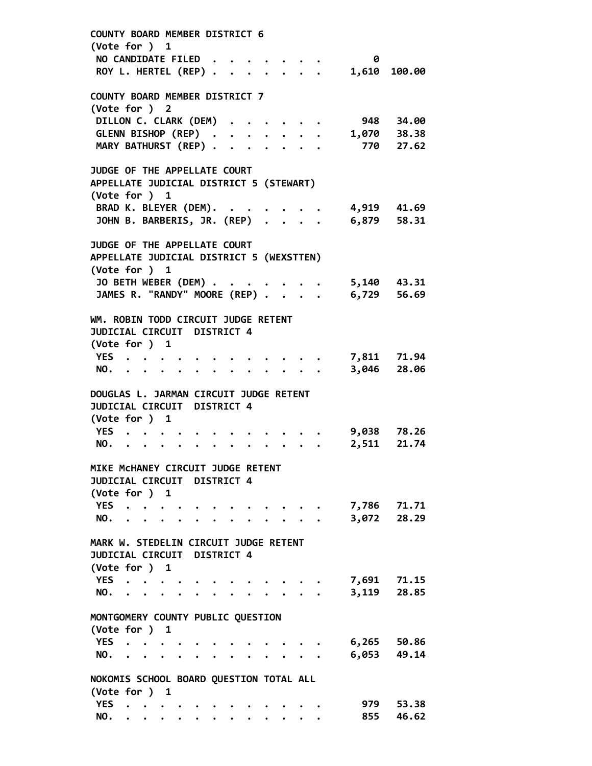COUNTY BOARD MEMBER DISTRICT 6
(Vote for ) 1

| | | |
|---|---|---|
| NO CANDIDATE FILED | 0 | |
| ROY L. HERTEL (REP) | 1,610 | 100.00 |

COUNTY BOARD MEMBER DISTRICT 7
(Vote for ) 2

| | | |
|---|---|---|
| DILLON C. CLARK (DEM) | 948 | 34.00 |
| GLENN BISHOP (REP) | 1,070 | 38.38 |
| MARY BATHURST (REP) | 770 | 27.62 |

JUDGE OF THE APPELLATE COURT
APPELLATE JUDICIAL DISTRICT 5 (STEWART)
(Vote for ) 1

| | | |
|---|---|---|
| BRAD K. BLEYER (DEM) | 4,919 | 41.69 |
| JOHN B. BARBERIS, JR. (REP) | 6,879 | 58.31 |

JUDGE OF THE APPELLATE COURT
APPELLATE JUDICIAL DISTRICT 5 (WEXSTTEN)
(Vote for ) 1

| | | |
|---|---|---|
| JO BETH WEBER (DEM) | 5,140 | 43.31 |
| JAMES R. "RANDY" MOORE (REP) | 6,729 | 56.69 |

WM. ROBIN TODD CIRCUIT JUDGE RETENT
JUDICIAL CIRCUIT DISTRICT 4
(Vote for ) 1

| | | |
|---|---|---|
| YES | 7,811 | 71.94 |
| NO. | 3,046 | 28.06 |

DOUGLAS L. JARMAN CIRCUIT JUDGE RETENT
JUDICIAL CIRCUIT DISTRICT 4
(Vote for ) 1

| | | |
|---|---|---|
| YES | 9,038 | 78.26 |
| NO. | 2,511 | 21.74 |

MIKE McHANEY CIRCUIT JUDGE RETENT
JUDICIAL CIRCUIT DISTRICT 4
(Vote for ) 1

| | | |
|---|---|---|
| YES | 7,786 | 71.71 |
| NO. | 3,072 | 28.29 |

MARK W. STEDELIN CIRCUIT JUDGE RETENT
JUDICIAL CIRCUIT DISTRICT 4
(Vote for ) 1

| | | |
|---|---|---|
| YES | 7,691 | 71.15 |
| NO. | 3,119 | 28.85 |

MONTGOMERY COUNTY PUBLIC QUESTION
(Vote for ) 1

| | | |
|---|---|---|
| YES | 6,265 | 50.86 |
| NO. | 6,053 | 49.14 |

NOKOMIS SCHOOL BOARD QUESTION TOTAL ALL
(Vote for ) 1

| | | |
|---|---|---|
| YES | 979 | 53.38 |
| NO. | 855 | 46.62 |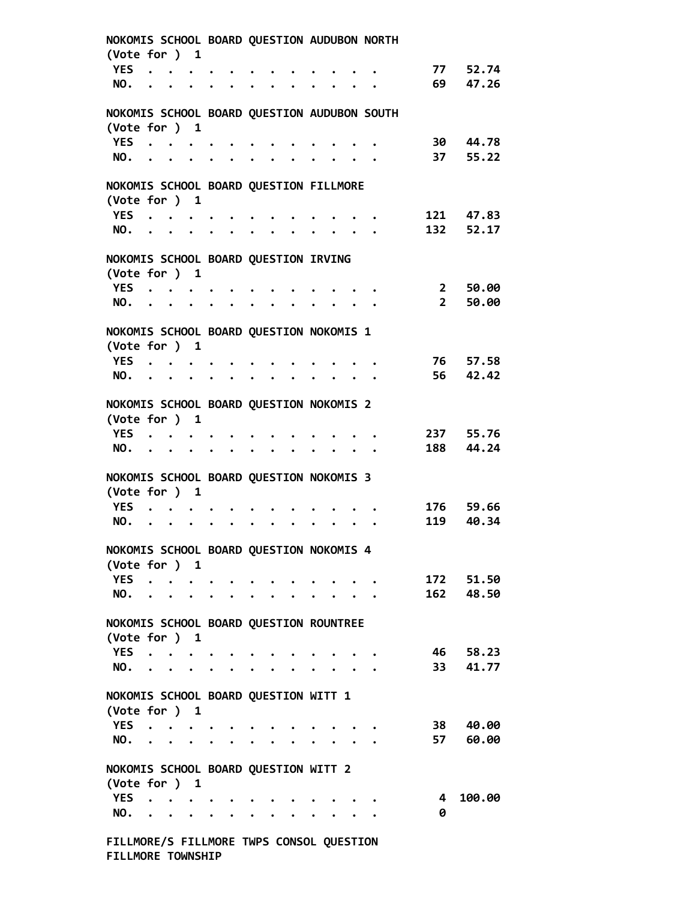NOKOMIS SCHOOL BOARD QUESTION AUDUBON NORTH
(Vote for ) 1

| | | |
|---|---|---|
| YES | 77 | 52.74 |
| NO. | 69 | 47.26 |

NOKOMIS SCHOOL BOARD QUESTION AUDUBON SOUTH
(Vote for ) 1

| | | |
|---|---|---|
| YES | 30 | 44.78 |
| NO. | 37 | 55.22 |

NOKOMIS SCHOOL BOARD QUESTION FILLMORE
(Vote for ) 1

| | | |
|---|---|---|
| YES | 121 | 47.83 |
| NO. | 132 | 52.17 |

NOKOMIS SCHOOL BOARD QUESTION IRVING
(Vote for ) 1

| | | |
|---|---|---|
| YES | 2 | 50.00 |
| NO. | 2 | 50.00 |

NOKOMIS SCHOOL BOARD QUESTION NOKOMIS 1
(Vote for ) 1

| | | |
|---|---|---|
| YES | 76 | 57.58 |
| NO. | 56 | 42.42 |

NOKOMIS SCHOOL BOARD QUESTION NOKOMIS 2
(Vote for ) 1

| | | |
|---|---|---|
| YES | 237 | 55.76 |
| NO. | 188 | 44.24 |

NOKOMIS SCHOOL BOARD QUESTION NOKOMIS 3
(Vote for ) 1

| | | |
|---|---|---|
| YES | 176 | 59.66 |
| NO. | 119 | 40.34 |

NOKOMIS SCHOOL BOARD QUESTION NOKOMIS 4
(Vote for ) 1

| | | |
|---|---|---|
| YES | 172 | 51.50 |
| NO. | 162 | 48.50 |

NOKOMIS SCHOOL BOARD QUESTION ROUNTREE
(Vote for ) 1

| | | |
|---|---|---|
| YES | 46 | 58.23 |
| NO. | 33 | 41.77 |

NOKOMIS SCHOOL BOARD QUESTION WITT 1
(Vote for ) 1

| | | |
|---|---|---|
| YES | 38 | 40.00 |
| NO. | 57 | 60.00 |

NOKOMIS SCHOOL BOARD QUESTION WITT 2
(Vote for ) 1

| | | |
|---|---|---|
| YES | 4 | 100.00 |
| NO. | 0 | |

FILLMORE/S FILLMORE TWPS CONSOL QUESTION
FILLMORE TOWNSHIP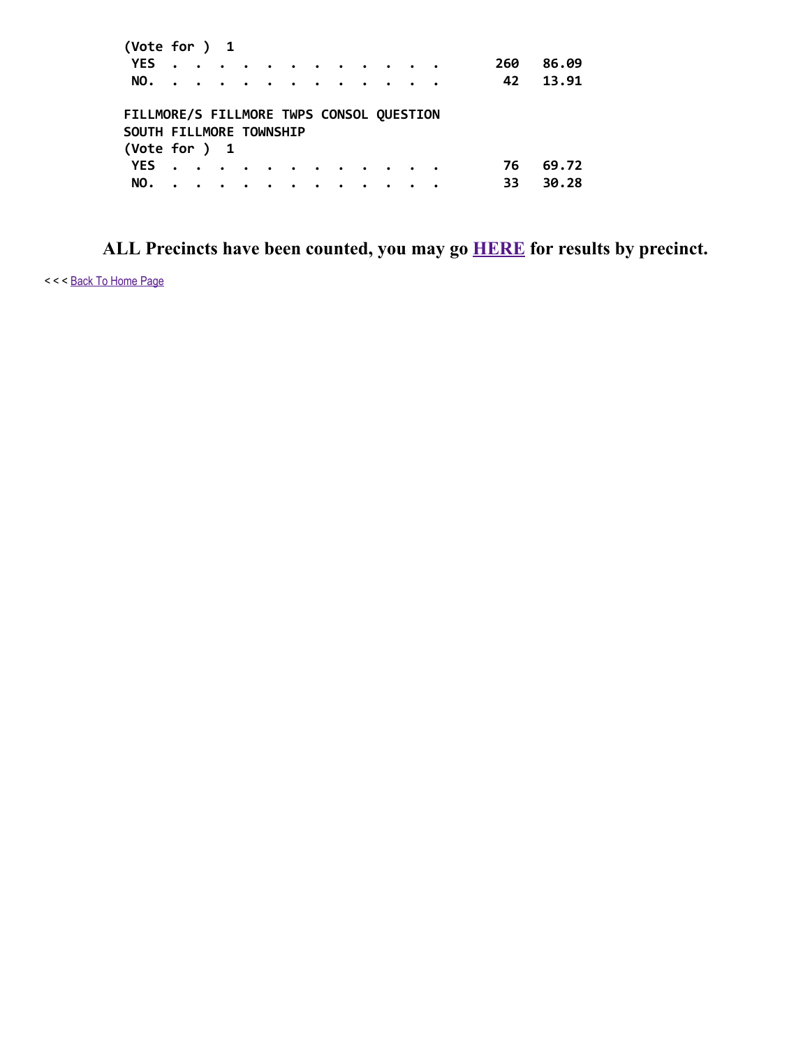```
(Vote for )  1
 YES  . . . . . . . . . . . . .       260   86.09
 NO.  . . . . . . . . . . . . .        42   13.91

FILLMORE/S FILLMORE TWPS CONSOL QUESTION
SOUTH FILLMORE TOWNSHIP
(Vote for )  1
 YES  . . . . . . . . . . . . .        76   69.72
 NO.  . . . . . . . . . . . . .        33   30.28
```

**ALL Precincts have been counted, you may go HERE for results by precinct.**

< < < Back To Home Page